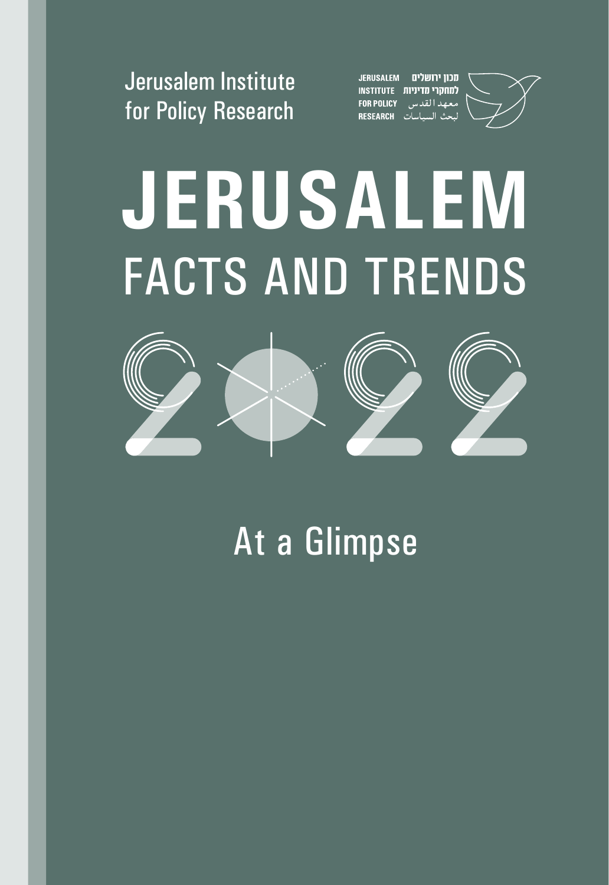Jerusalem Institute for Policy Research

JERUSALEM INSTITUTE FOR POLICY RESEARCH
מכון ירושלים למחקרי מדיניות
معهد القدس لبحث السياسات

# JERUSALEM
## FACTS AND TRENDS

## 2022

### At a Glimpse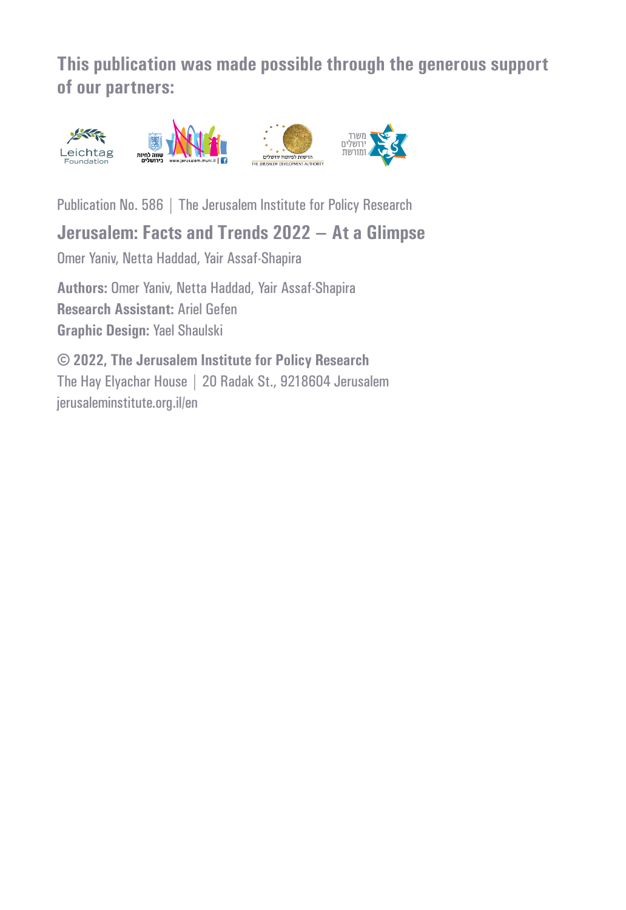**This publication was made possible through the generous support of our partners:**

Publication No. 586 | The Jerusalem Institute for Policy Research

## Jerusalem: Facts and Trends 2022 – At a Glimpse

Omer Yaniv, Netta Haddad, Yair Assaf-Shapira

**Authors:** Omer Yaniv, Netta Haddad, Yair Assaf-Shapira
**Research Assistant:** Ariel Gefen
**Graphic Design:** Yael Shaulski

**© 2022, The Jerusalem Institute for Policy Research**
The Hay Elyachar House | 20 Radak St., 9218604 Jerusalem
jerusaleminstitute.org.il/en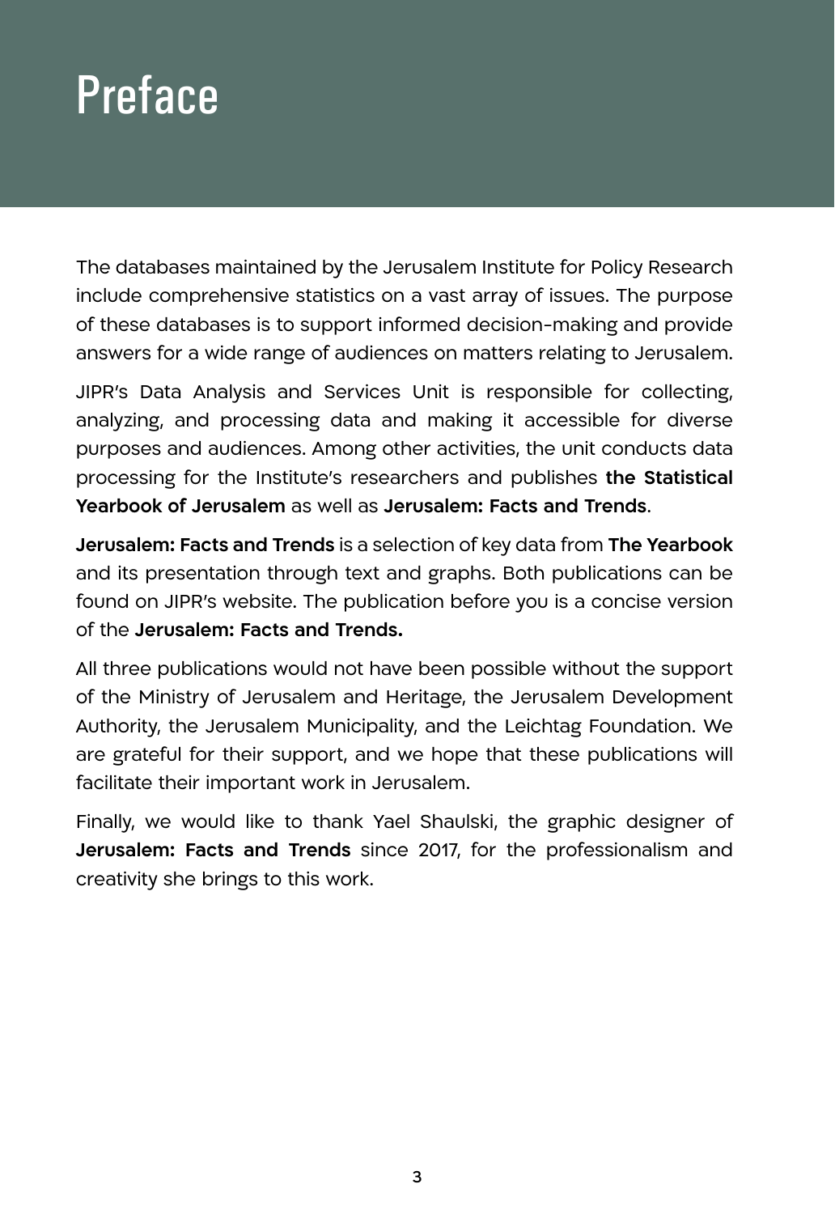# Preface

The databases maintained by the Jerusalem Institute for Policy Research include comprehensive statistics on a vast array of issues. The purpose of these databases is to support informed decision-making and provide answers for a wide range of audiences on matters relating to Jerusalem.

JIPR's Data Analysis and Services Unit is responsible for collecting, analyzing, and processing data and making it accessible for diverse purposes and audiences. Among other activities, the unit conducts data processing for the Institute's researchers and publishes **the Statistical Yearbook of Jerusalem** as well as **Jerusalem: Facts and Trends**.

**Jerusalem: Facts and Trends** is a selection of key data from **The Yearbook** and its presentation through text and graphs. Both publications can be found on JIPR's website. The publication before you is a concise version of the **Jerusalem: Facts and Trends.**

All three publications would not have been possible without the support of the Ministry of Jerusalem and Heritage, the Jerusalem Development Authority, the Jerusalem Municipality, and the Leichtag Foundation. We are grateful for their support, and we hope that these publications will facilitate their important work in Jerusalem.

Finally, we would like to thank Yael Shaulski, the graphic designer of **Jerusalem: Facts and Trends** since 2017, for the professionalism and creativity she brings to this work.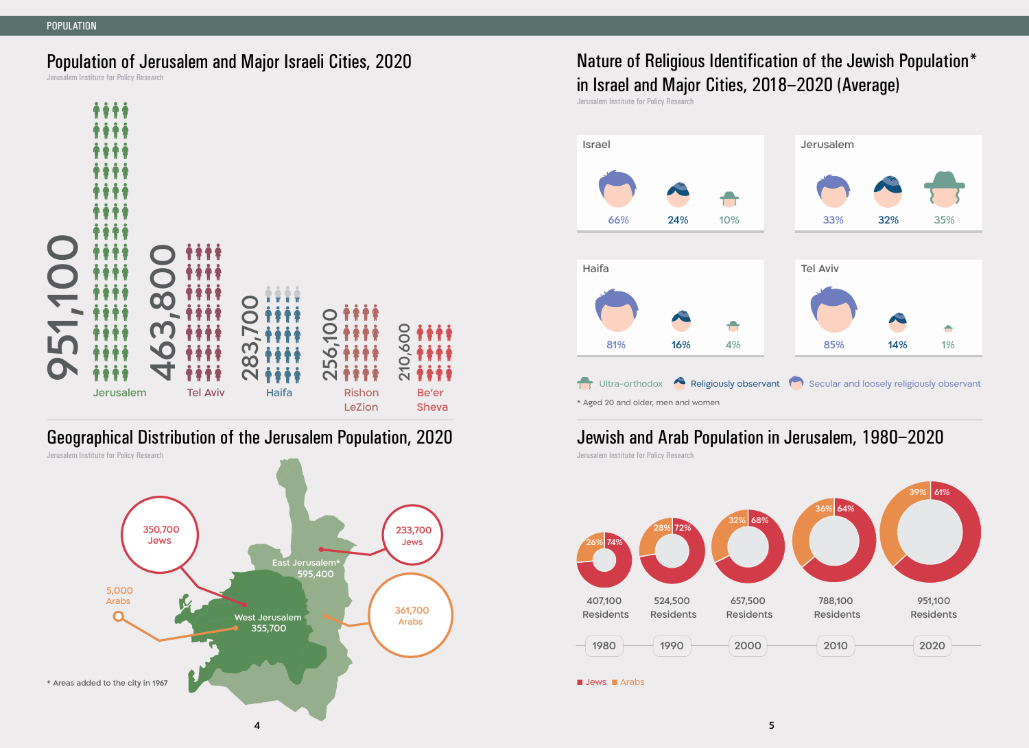## Population of Jerusalem and Major Israeli Cities, 2020

Jerusalem Institute for Policy Research

| City | Population |
|---|---|
| Jerusalem | 951,100 |
| Tel Aviv | 463,800 |
| Haifa | 283,700 |
| Rishon LeZion | 256,100 |
| Be'er Sheva | 210,600 |

## Nature of Religious Identification of the Jewish Population* in Israel and Major Cities, 2018–2020 (Average)

Jerusalem Institute for Policy Research

| | Secular and loosely religiously observant | Religiously observant | Ultra-orthodox |
|---|---|---|---|
| Israel | 66% | 24% | 10% |
| Jerusalem | 33% | 32% | 35% |
| Haifa | 81% | 16% | 4% |
| Tel Aviv | 85% | 14% | 1% |

* Aged 20 and older, men and women

## Geographical Distribution of the Jerusalem Population, 2020

Jerusalem Institute for Policy Research

- East Jerusalem* 595,400: 233,700 Jews; 361,700 Arabs
- West Jerusalem 355,700: 350,700 Jews; 5,000 Arabs

* Areas added to the city in 1967

## Jewish and Arab Population in Jerusalem, 1980–2020

Jerusalem Institute for Policy Research

| Year | Residents | Jews | Arabs |
|---|---|---|---|
| 1980 | 407,100 | 74% | 26% |
| 1990 | 524,500 | 72% | 28% |
| 2000 | 657,500 | 68% | 32% |
| 2010 | 788,100 | 64% | 36% |
| 2020 | 951,100 | 61% | 39% |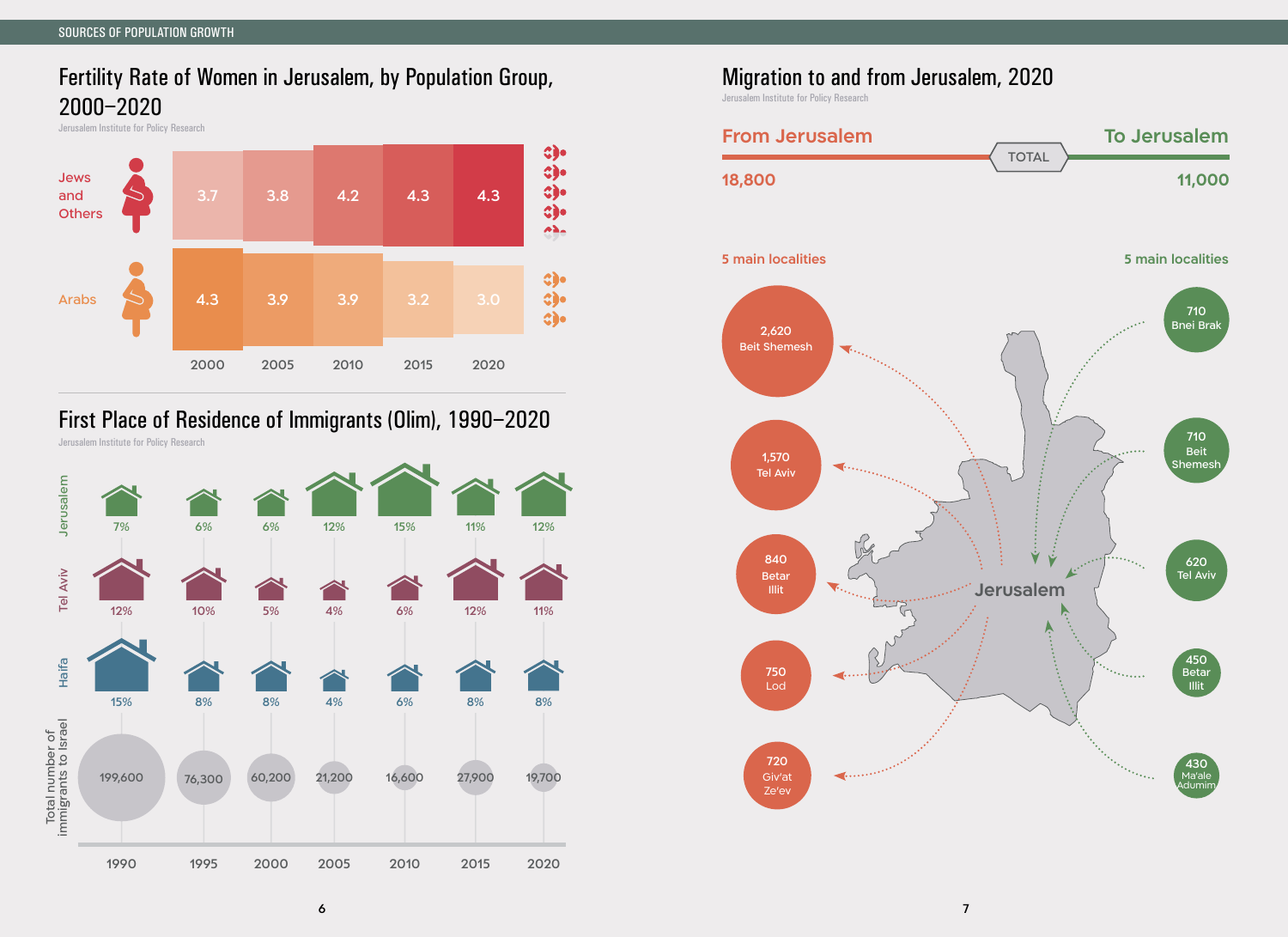## Fertility Rate of Women in Jerusalem, by Population Group, 2000–2020

Jerusalem Institute for Policy Research

| | 2000 | 2005 | 2010 | 2015 | 2020 |
|---|---|---|---|---|---|
| Jews and Others | 3.7 | 3.8 | 4.2 | 4.3 | 4.3 |
| Arabs | 4.3 | 3.9 | 3.9 | 3.2 | 3.0 |

## First Place of Residence of Immigrants (Olim), 1990–2020

Jerusalem Institute for Policy Research

| | 1990 | 1995 | 2000 | 2005 | 2010 | 2015 | 2020 |
|---|---|---|---|---|---|---|---|
| Jerusalem | 7% | 6% | 6% | 12% | 15% | 11% | 12% |
| Tel Aviv | 12% | 10% | 5% | 4% | 6% | 12% | 11% |
| Haifa | 15% | 8% | 8% | 4% | 6% | 8% | 8% |
| Total number of immigrants to Israel | 199,600 | 76,300 | 60,200 | 21,200 | 16,600 | 27,900 | 19,700 |

## Migration to and from Jerusalem, 2020

Jerusalem Institute for Policy Research

| | From Jerusalem | To Jerusalem |
|---|---|---|
| TOTAL | 18,800 | 11,000 |

**From Jerusalem – 5 main localities**

| Locality | Number |
|---|---|
| Beit Shemesh | 2,620 |
| Tel Aviv | 1,570 |
| Betar Illit | 840 |
| Lod | 750 |
| Giv'at Ze'ev | 720 |

**To Jerusalem – 5 main localities**

| Locality | Number |
|---|---|
| Bnei Brak | 710 |
| Beit Shemesh | 710 |
| Tel Aviv | 620 |
| Betar Illit | 450 |
| Ma'ale Adumim | 430 |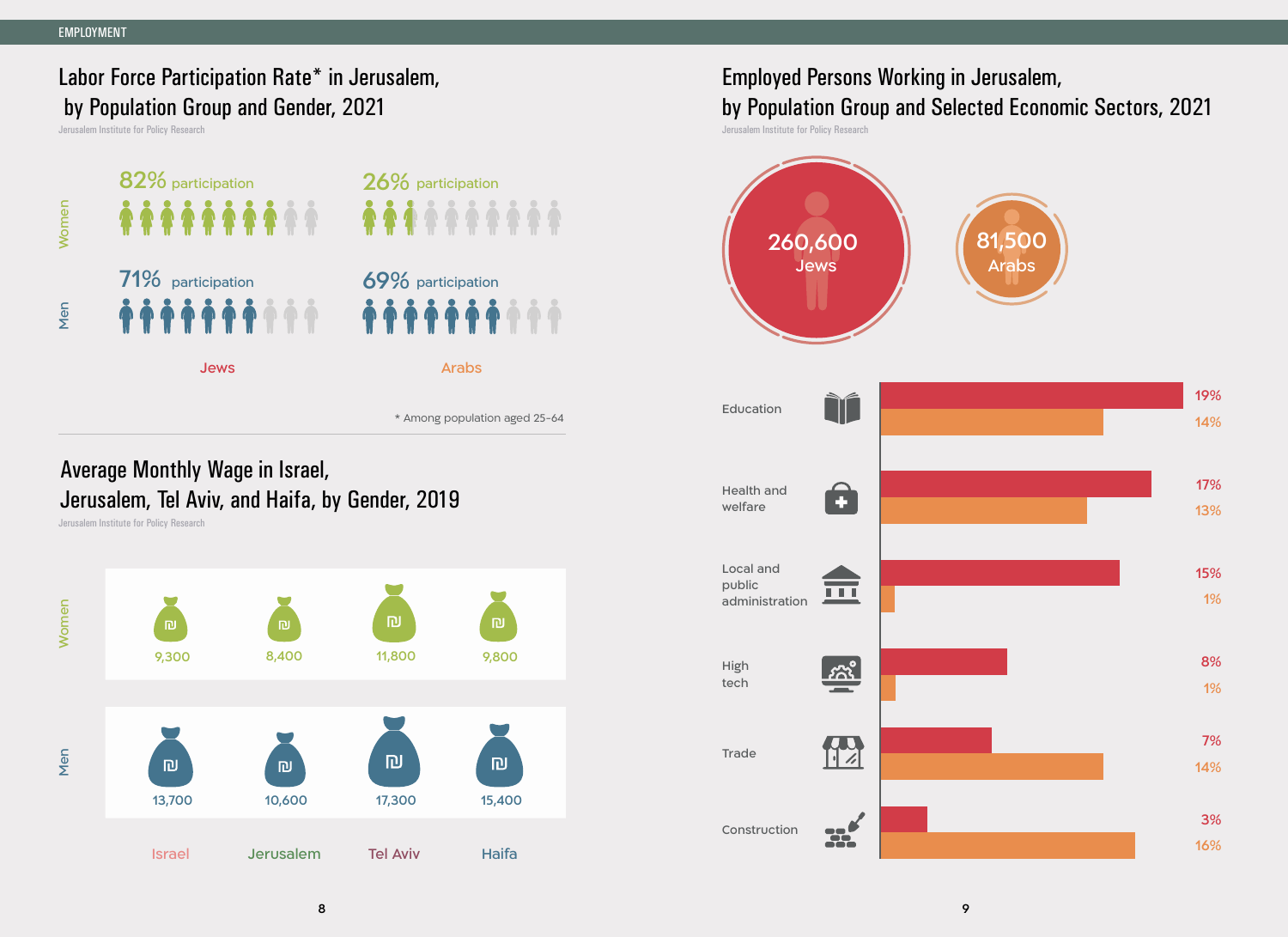EMPLOYMENT

## Labor Force Participation Rate* in Jerusalem, by Population Group and Gender, 2021

Jerusalem Institute for Policy Research

| | Jews | Arabs |
|---|---|---|
| Women | 82% participation | 26% participation |
| Men | 71% participation | 69% participation |

* Among population aged 25-64

## Average Monthly Wage in Israel, Jerusalem, Tel Aviv, and Haifa, by Gender, 2019

Jerusalem Institute for Policy Research

| | Israel | Jerusalem | Tel Aviv | Haifa |
|---|---|---|---|---|
| Women | 9,300 | 8,400 | 11,800 | 9,800 |
| Men | 13,700 | 10,600 | 17,300 | 15,400 |

## Employed Persons Working in Jerusalem, by Population Group and Selected Economic Sectors, 2021

Jerusalem Institute for Policy Research

260,600 Jews

81,500 Arabs

| Sector | Jews | Arabs |
|---|---|---|
| Education | 19% | 14% |
| Health and welfare | 17% | 13% |
| Local and public administration | 15% | 1% |
| High tech | 8% | 1% |
| Trade | 7% | 14% |
| Construction | 3% | 16% |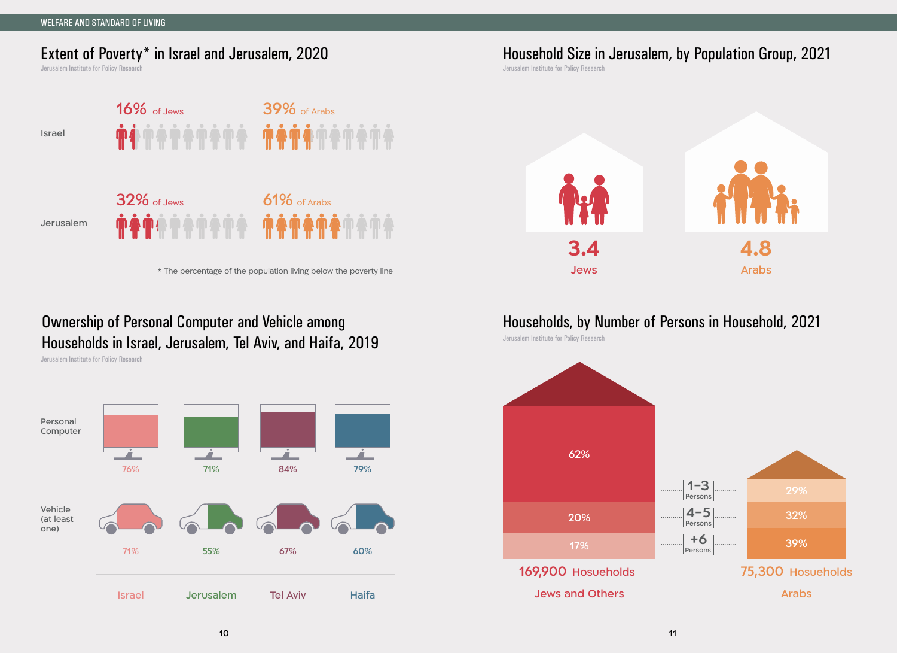## Extent of Poverty* in Israel and Jerusalem, 2020

Jerusalem Institute for Policy Research

| | Jews | Arabs |
|---|---|---|
| Israel | 16% of Jews | 39% of Arabs |
| Jerusalem | 32% of Jews | 61% of Arabs |

\* The percentage of the population living below the poverty line

## Household Size in Jerusalem, by Population Group, 2021

Jerusalem Institute for Policy Research

| Jews | Arabs |
|---|---|
| 3.4 | 4.8 |

## Ownership of Personal Computer and Vehicle among Households in Israel, Jerusalem, Tel Aviv, and Haifa, 2019

Jerusalem Institute for Policy Research

| | Israel | Jerusalem | Tel Aviv | Haifa |
|---|---|---|---|---|
| Personal Computer | 76% | 71% | 84% | 79% |
| Vehicle (at least one) | 71% | 55% | 67% | 60% |

## Households, by Number of Persons in Household, 2021

Jerusalem Institute for Policy Research

| | Jews and Others (169,900 Hosueholds) | Arabs (75,300 Hosueholds) |
|---|---|---|
| 1–3 Persons | 62% | 29% |
| 4–5 Persons | 20% | 32% |
| +6 Persons | 17% | 39% |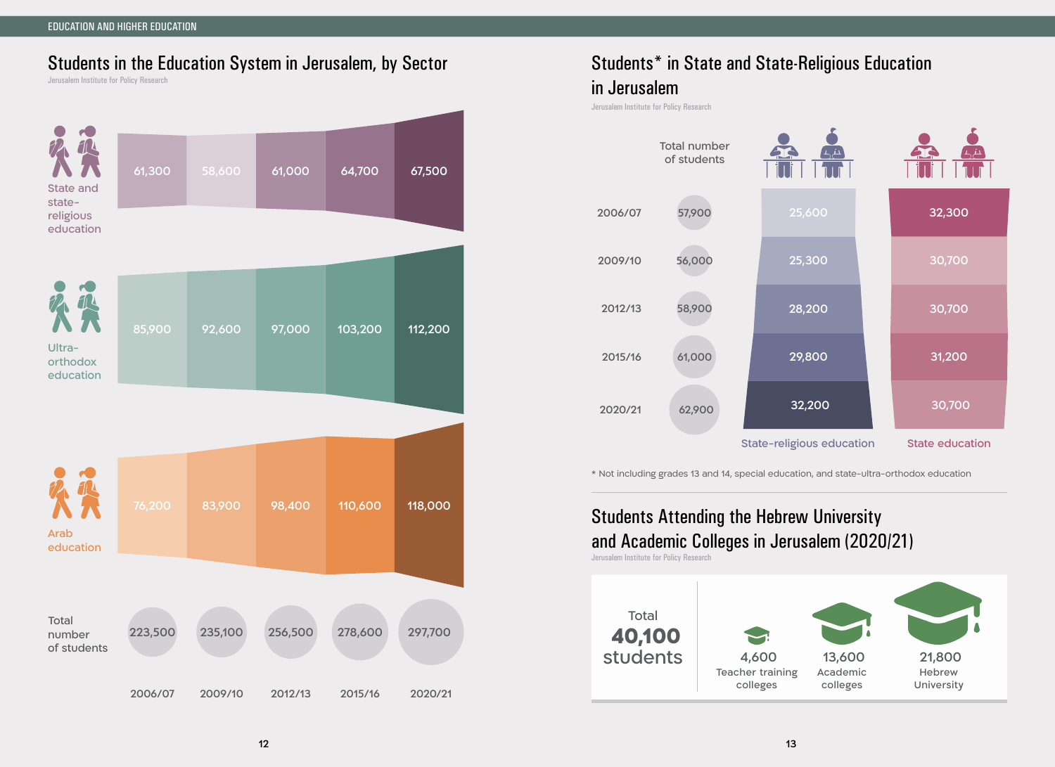## Students in the Education System in Jerusalem, by Sector

Jerusalem Institute for Policy Research

| | 2006/07 | 2009/10 | 2012/13 | 2015/16 | 2020/21 |
|---|---|---|---|---|---|
| State and state-religious education | 61,300 | 58,600 | 61,000 | 64,700 | 67,500 |
| Ultra-orthodox education | 85,900 | 92,600 | 97,000 | 103,200 | 112,200 |
| Arab education | 76,200 | 83,900 | 98,400 | 110,600 | 118,000 |
| Total number of students | 223,500 | 235,100 | 256,500 | 278,600 | 297,700 |

## Students* in State and State-Religious Education in Jerusalem

Jerusalem Institute for Policy Research

| | Total number of students | State-religious education | State education |
|---|---|---|---|
| 2006/07 | 57,900 | 25,600 | 32,300 |
| 2009/10 | 56,000 | 25,300 | 30,700 |
| 2012/13 | 58,900 | 28,200 | 30,700 |
| 2015/16 | 61,000 | 29,800 | 31,200 |
| 2020/21 | 62,900 | 32,200 | 30,700 |

* Not including grades 13 and 14, special education, and state-ultra-orthodox education

## Students Attending the Hebrew University and Academic Colleges in Jerusalem (2020/21)

Jerusalem Institute for Policy Research

Total **40,100** students

| Teacher training colleges | Academic colleges | Hebrew University |
|---|---|---|
| 4,600 | 13,600 | 21,800 |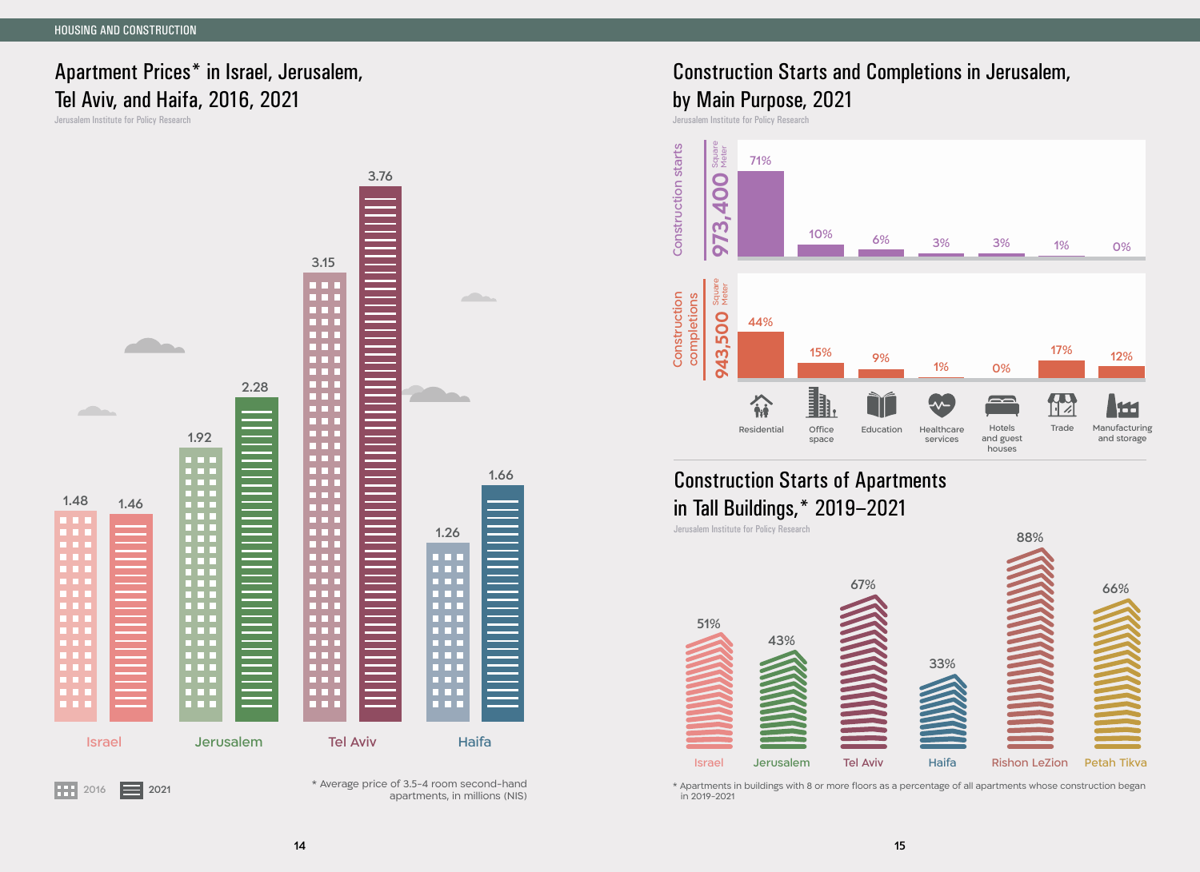## Apartment Prices* in Israel, Jerusalem, Tel Aviv, and Haifa, 2016, 2021

Jerusalem Institute for Policy Research

| | 2016 | 2021 |
|---|---|---|
| Israel | 1.48 | 1.46 |
| Jerusalem | 1.92 | 2.28 |
| Tel Aviv | 3.15 | 3.76 |
| Haifa | 1.26 | 1.66 |

\* Average price of 3.5-4 room second-hand apartments, in millions (NIS)

## Construction Starts and Completions in Jerusalem, by Main Purpose, 2021

Jerusalem Institute for Policy Research

| | Residential | Office space | Education | Healthcare services | Hotels and guest houses | Trade | Manufacturing and storage |
|---|---|---|---|---|---|---|---|
| Construction starts (973,400 Square Meter) | 71% | 10% | 6% | 3% | 3% | 1% | 0% |
| Construction completions (943,500 Square Meter) | 44% | 15% | 9% | 1% | 0% | 17% | 12% |

## Construction Starts of Apartments in Tall Buildings,* 2019–2021

Jerusalem Institute for Policy Research

| Israel | Jerusalem | Tel Aviv | Haifa | Rishon LeZion | Petah Tikva |
|---|---|---|---|---|---|
| 51% | 43% | 67% | 33% | 88% | 66% |

\* Apartments in buildings with 8 or more floors as a percentage of all apartments whose construction began in 2019-2021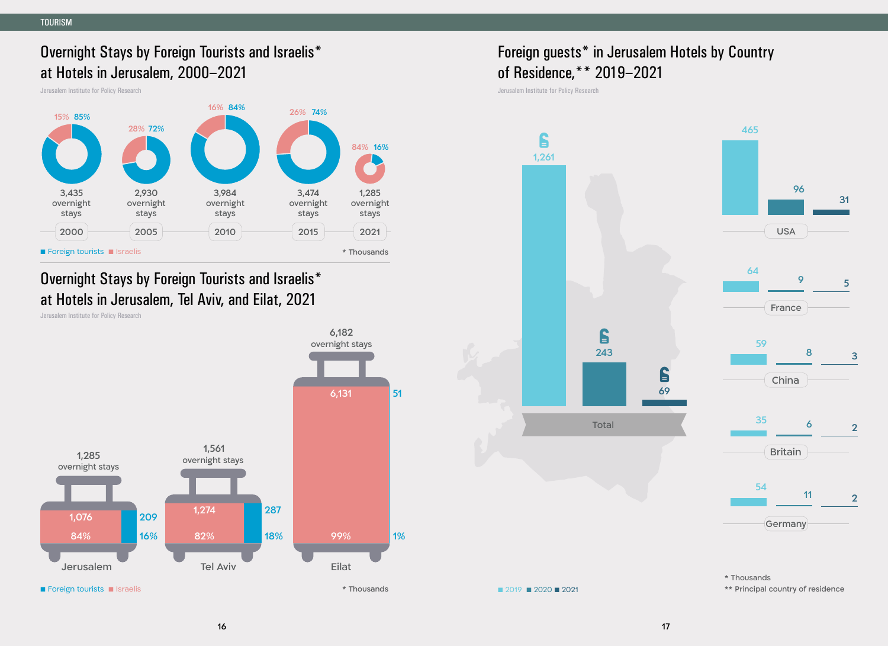TOURISM

## Overnight Stays by Foreign Tourists and Israelis* at Hotels in Jerusalem, 2000–2021

Jerusalem Institute for Policy Research

| Year | Overnight stays | Israelis | Foreign tourists |
|---|---|---|---|
| 2000 | 3,435 | 15% | 85% |
| 2005 | 2,930 | 28% | 72% |
| 2010 | 3,984 | 16% | 84% |
| 2015 | 3,474 | 26% | 74% |
| 2021 | 1,285 | 84% | 16% |

■ Foreign tourists ■ Israelis

* Thousands

## Overnight Stays by Foreign Tourists and Israelis* at Hotels in Jerusalem, Tel Aviv, and Eilat, 2021

Jerusalem Institute for Policy Research

| City | Overnight stays | Israelis | Foreign tourists |
|---|---|---|---|
| Jerusalem | 1,285 | 1,076 (84%) | 209 (16%) |
| Tel Aviv | 1,561 | 1,274 (82%) | 287 (18%) |
| Eilat | 6,182 | 6,131 (99%) | 51 (1%) |

■ Foreign tourists ■ Israelis

* Thousands

## Foreign guests* in Jerusalem Hotels by Country of Residence,** 2019–2021

Jerusalem Institute for Policy Research

| Country | 2019 | 2020 | 2021 |
|---|---|---|---|
| Total | 1,261 | 243 | 69 |
| USA | 465 | 96 | 31 |
| France | 64 | 9 | 5 |
| China | 59 | 8 | 3 |
| Britain | 35 | 6 | 2 |
| Germany | 54 | 11 | 2 |

■ 2019 ■ 2020 ■ 2021

* Thousands

** Principal country of residence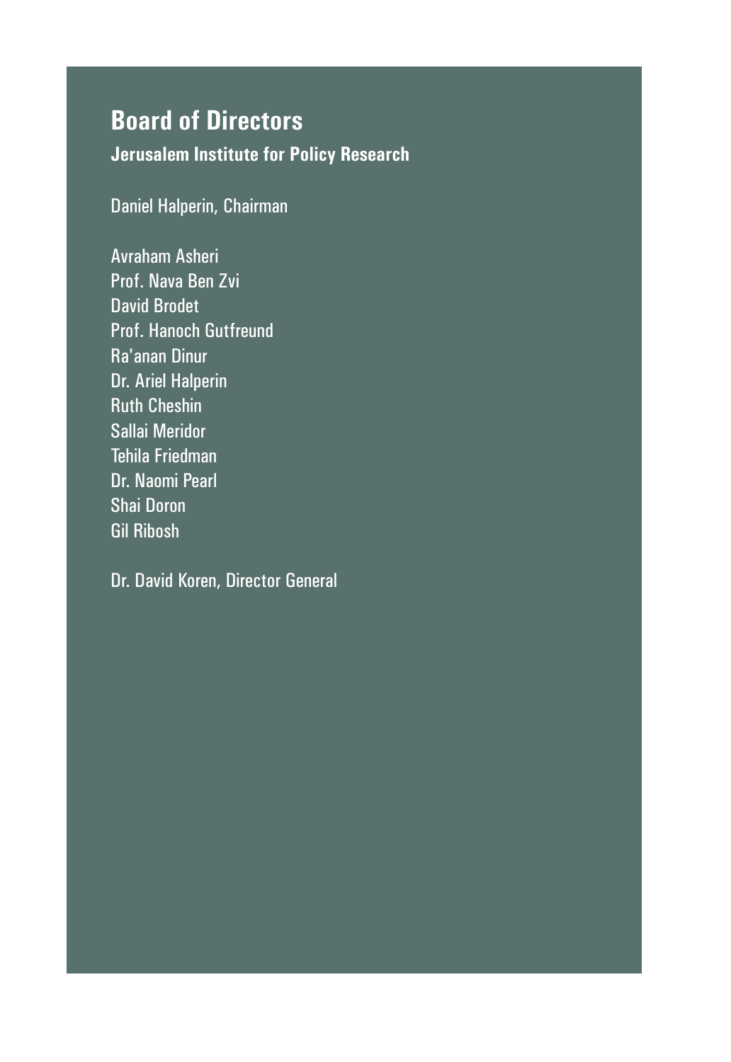# Board of Directors

### Jerusalem Institute for Policy Research

Daniel Halperin, Chairman

Avraham Asheri
Prof. Nava Ben Zvi
David Brodet
Prof. Hanoch Gutfreund
Ra'anan Dinur
Dr. Ariel Halperin
Ruth Cheshin
Sallai Meridor
Tehila Friedman
Dr. Naomi Pearl
Shai Doron
Gil Ribosh

Dr. David Koren, Director General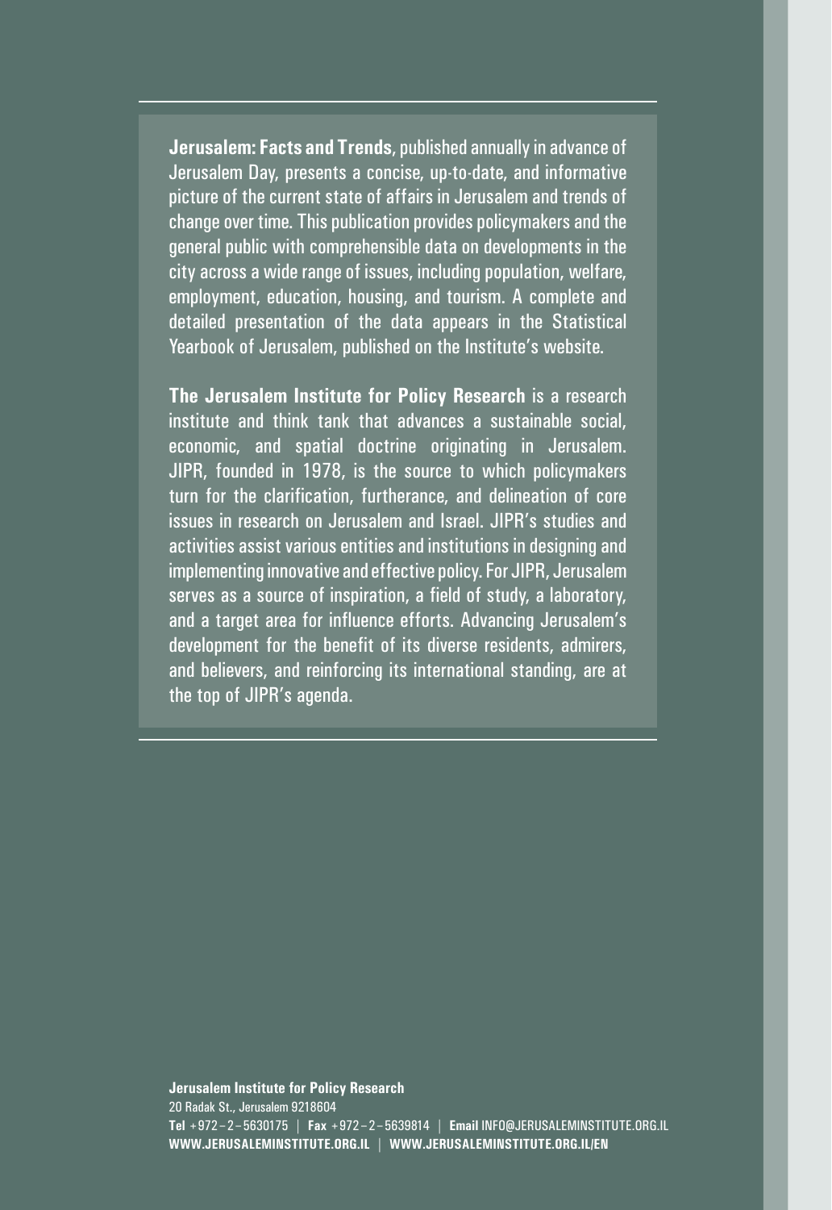**Jerusalem: Facts and Trends**, published annually in advance of Jerusalem Day, presents a concise, up-to-date, and informative picture of the current state of affairs in Jerusalem and trends of change over time. This publication provides policymakers and the general public with comprehensible data on developments in the city across a wide range of issues, including population, welfare, employment, education, housing, and tourism. A complete and detailed presentation of the data appears in the Statistical Yearbook of Jerusalem, published on the Institute's website.

**The Jerusalem Institute for Policy Research** is a research institute and think tank that advances a sustainable social, economic, and spatial doctrine originating in Jerusalem. JIPR, founded in 1978, is the source to which policymakers turn for the clarification, furtherance, and delineation of core issues in research on Jerusalem and Israel. JIPR's studies and activities assist various entities and institutions in designing and implementing innovative and effective policy. For JIPR, Jerusalem serves as a source of inspiration, a field of study, a laboratory, and a target area for influence efforts. Advancing Jerusalem's development for the benefit of its diverse residents, admirers, and believers, and reinforcing its international standing, are at the top of JIPR's agenda.

**Jerusalem Institute for Policy Research**
20 Radak St., Jerusalem 9218604
**Tel** +972–2–5630175 | **Fax** +972–2–5639814 | **Email** INFO@JERUSALEMINSTITUTE.ORG.IL
**WWW.JERUSALEMINSTITUTE.ORG.IL** | **WWW.JERUSALEMINSTITUTE.ORG.IL/EN**